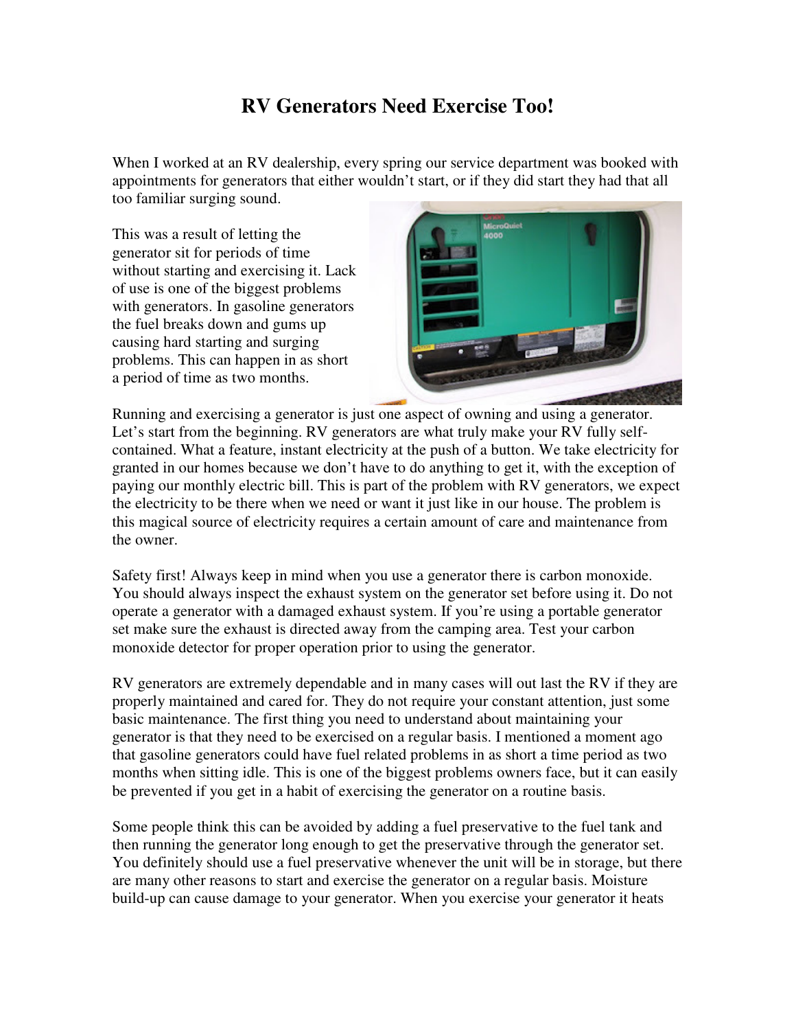# RV Generators Need Exercise Too!

When I worked at an RV dealership, every spring our service department was booked with appointments for generators that either wouldn't start, or if they did start they had that all too familiar surging sound.

This was a result of letting the generator sit for periods of time without starting and exercising it. Lack of use is one of the biggest problems with generators. In gasoline generators the fuel breaks down and gums up causing hard starting and surging problems. This can happen in as short a period of time as two months.

Running and exercising a generator is just one aspect of owning and using a generator. Let's start from the beginning. RV generators are what truly make your RV fully self-contained. What a feature, instant electricity at the push of a button. We take electricity for granted in our homes because we don't have to do anything to get it, with the exception of paying our monthly electric bill. This is part of the problem with RV generators, we expect the electricity to be there when we need or want it just like in our house. The problem is this magical source of electricity requires a certain amount of care and maintenance from the owner.

Safety first! Always keep in mind when you use a generator there is carbon monoxide. You should always inspect the exhaust system on the generator set before using it. Do not operate a generator with a damaged exhaust system. If you're using a portable generator set make sure the exhaust is directed away from the camping area. Test your carbon monoxide detector for proper operation prior to using the generator.

RV generators are extremely dependable and in many cases will out last the RV if they are properly maintained and cared for. They do not require your constant attention, just some basic maintenance. The first thing you need to understand about maintaining your generator is that they need to be exercised on a regular basis. I mentioned a moment ago that gasoline generators could have fuel related problems in as short a time period as two months when sitting idle. This is one of the biggest problems owners face, but it can easily be prevented if you get in a habit of exercising the generator on a routine basis.

Some people think this can be avoided by adding a fuel preservative to the fuel tank and then running the generator long enough to get the preservative through the generator set. You definitely should use a fuel preservative whenever the unit will be in storage, but there are many other reasons to start and exercise the generator on a regular basis. Moisture build-up can cause damage to your generator. When you exercise your generator it heats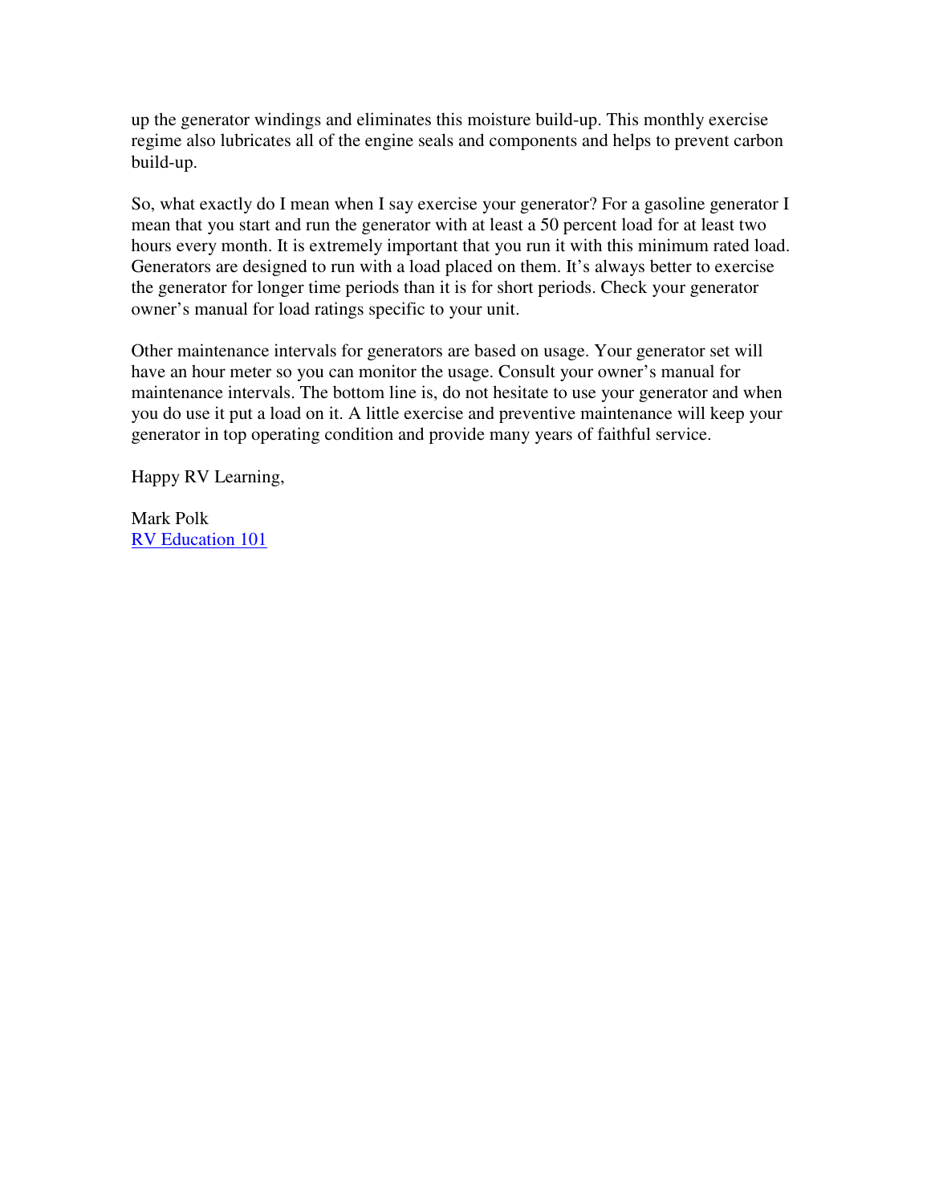up the generator windings and eliminates this moisture build-up. This monthly exercise regime also lubricates all of the engine seals and components and helps to prevent carbon build-up.

So, what exactly do I mean when I say exercise your generator? For a gasoline generator I mean that you start and run the generator with at least a 50 percent load for at least two hours every month. It is extremely important that you run it with this minimum rated load. Generators are designed to run with a load placed on them. It's always better to exercise the generator for longer time periods than it is for short periods. Check your generator owner's manual for load ratings specific to your unit.

Other maintenance intervals for generators are based on usage. Your generator set will have an hour meter so you can monitor the usage. Consult your owner's manual for maintenance intervals. The bottom line is, do not hesitate to use your generator and when you do use it put a load on it. A little exercise and preventive maintenance will keep your generator in top operating condition and provide many years of faithful service.

Happy RV Learning,

Mark Polk
[RV Education 101]